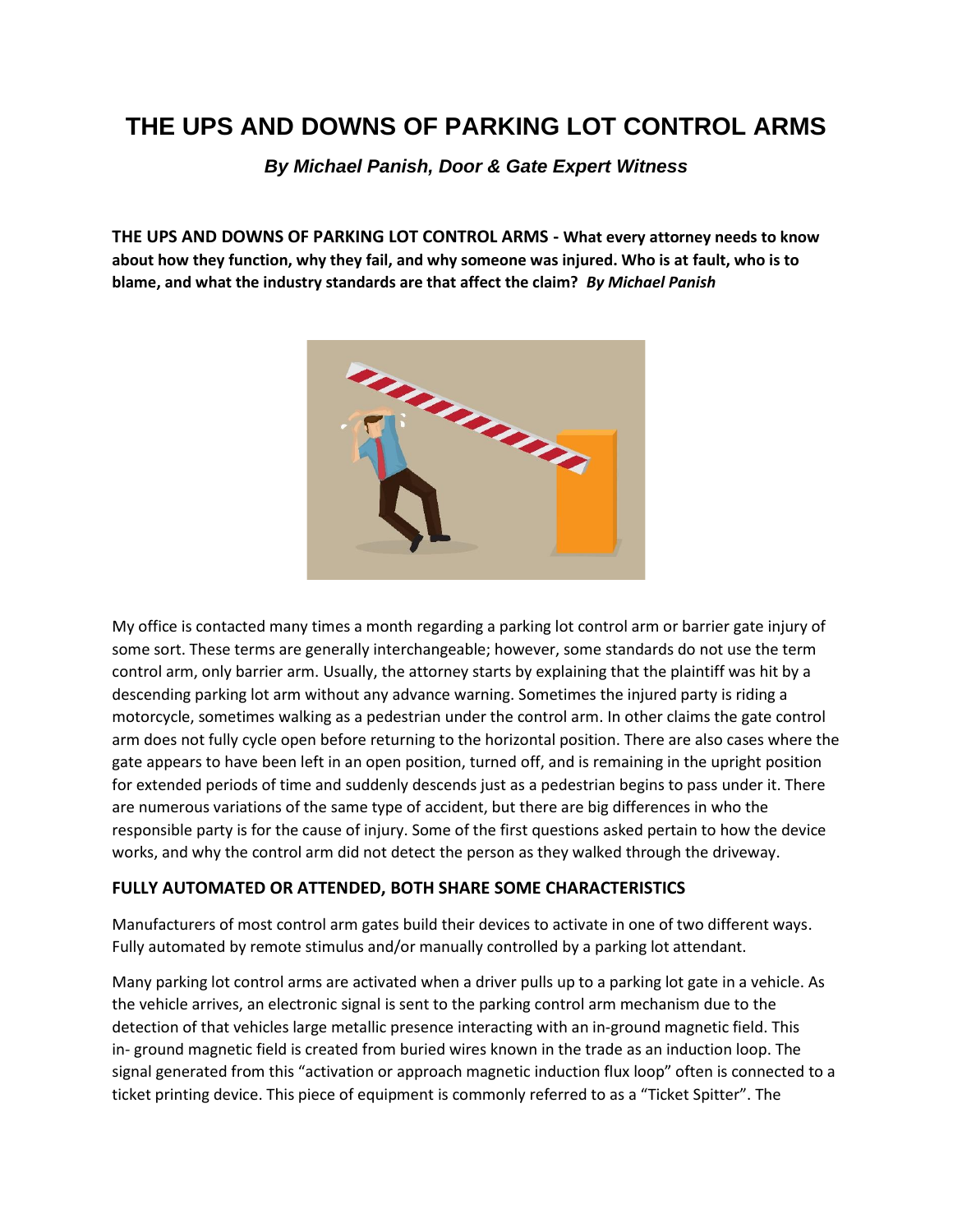# THE UPS AND DOWNS OF PARKING LOT CONTROL ARMS

***By Michael Panish, Door & Gate Expert Witness***

**THE UPS AND DOWNS OF PARKING LOT CONTROL ARMS - What every attorney needs to know about how they function, why they fail, and why someone was injured. Who is at fault, who is to blame, and what the industry standards are that affect the claim?** ***By Michael Panish***

My office is contacted many times a month regarding a parking lot control arm or barrier gate injury of some sort. These terms are generally interchangeable; however, some standards do not use the term control arm, only barrier arm. Usually, the attorney starts by explaining that the plaintiff was hit by a descending parking lot arm without any advance warning. Sometimes the injured party is riding a motorcycle, sometimes walking as a pedestrian under the control arm. In other claims the gate control arm does not fully cycle open before returning to the horizontal position. There are also cases where the gate appears to have been left in an open position, turned off, and is remaining in the upright position for extended periods of time and suddenly descends just as a pedestrian begins to pass under it. There are numerous variations of the same type of accident, but there are big differences in who the responsible party is for the cause of injury. Some of the first questions asked pertain to how the device works, and why the control arm did not detect the person as they walked through the driveway.

## FULLY AUTOMATED OR ATTENDED, BOTH SHARE SOME CHARACTERISTICS

Manufacturers of most control arm gates build their devices to activate in one of two different ways. Fully automated by remote stimulus and/or manually controlled by a parking lot attendant.

Many parking lot control arms are activated when a driver pulls up to a parking lot gate in a vehicle. As the vehicle arrives, an electronic signal is sent to the parking control arm mechanism due to the detection of that vehicles large metallic presence interacting with an in-ground magnetic field. This in- ground magnetic field is created from buried wires known in the trade as an induction loop. The signal generated from this "activation or approach magnetic induction flux loop" often is connected to a ticket printing device. This piece of equipment is commonly referred to as a "Ticket Spitter". The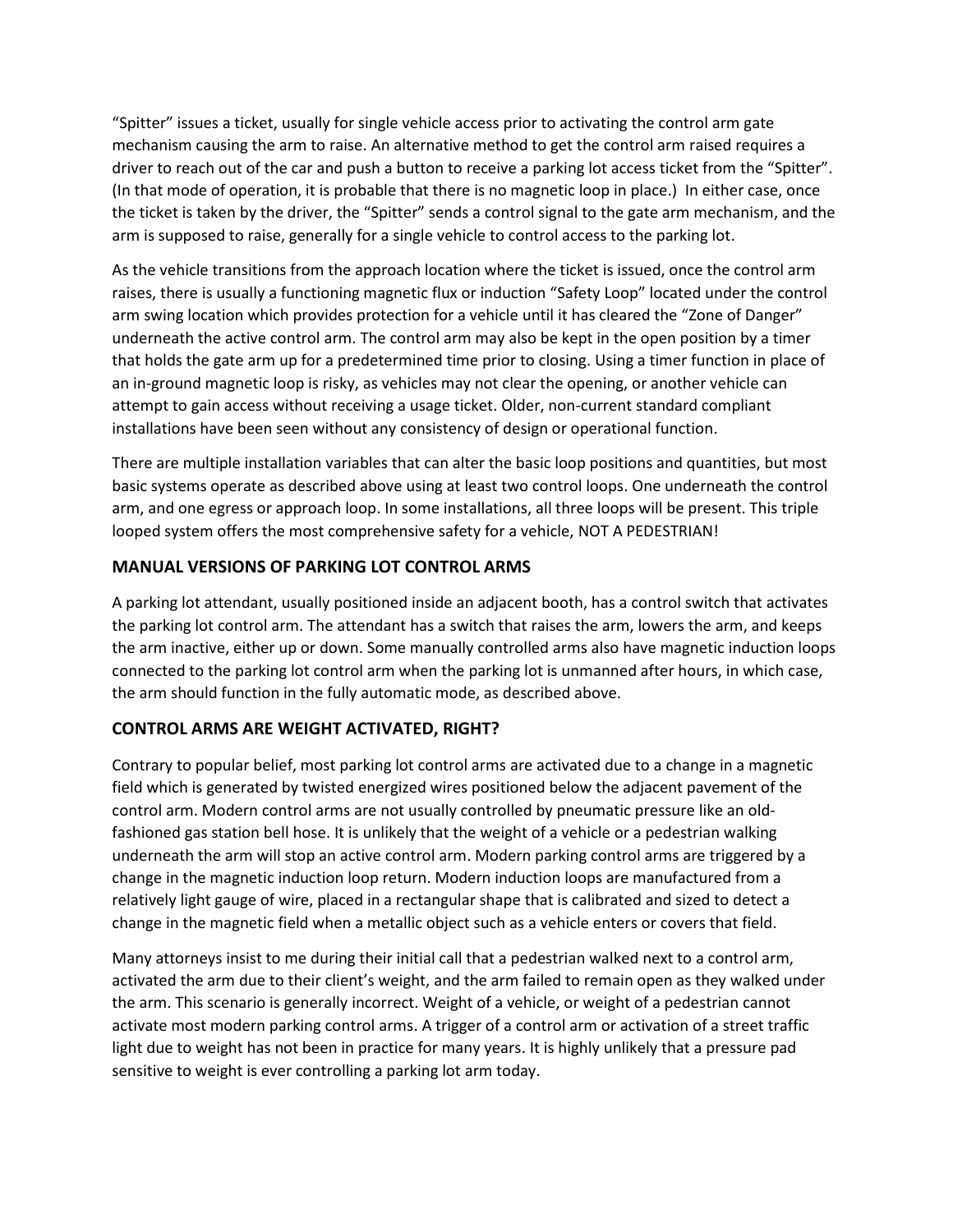"Spitter" issues a ticket, usually for single vehicle access prior to activating the control arm gate mechanism causing the arm to raise. An alternative method to get the control arm raised requires a driver to reach out of the car and push a button to receive a parking lot access ticket from the "Spitter". (In that mode of operation, it is probable that there is no magnetic loop in place.) In either case, once the ticket is taken by the driver, the "Spitter" sends a control signal to the gate arm mechanism, and the arm is supposed to raise, generally for a single vehicle to control access to the parking lot.

As the vehicle transitions from the approach location where the ticket is issued, once the control arm raises, there is usually a functioning magnetic flux or induction "Safety Loop" located under the control arm swing location which provides protection for a vehicle until it has cleared the "Zone of Danger" underneath the active control arm. The control arm may also be kept in the open position by a timer that holds the gate arm up for a predetermined time prior to closing. Using a timer function in place of an in-ground magnetic loop is risky, as vehicles may not clear the opening, or another vehicle can attempt to gain access without receiving a usage ticket. Older, non-current standard compliant installations have been seen without any consistency of design or operational function.

There are multiple installation variables that can alter the basic loop positions and quantities, but most basic systems operate as described above using at least two control loops. One underneath the control arm, and one egress or approach loop. In some installations, all three loops will be present. This triple looped system offers the most comprehensive safety for a vehicle, NOT A PEDESTRIAN!

## MANUAL VERSIONS OF PARKING LOT CONTROL ARMS

A parking lot attendant, usually positioned inside an adjacent booth, has a control switch that activates the parking lot control arm. The attendant has a switch that raises the arm, lowers the arm, and keeps the arm inactive, either up or down. Some manually controlled arms also have magnetic induction loops connected to the parking lot control arm when the parking lot is unmanned after hours, in which case, the arm should function in the fully automatic mode, as described above.

## CONTROL ARMS ARE WEIGHT ACTIVATED, RIGHT?

Contrary to popular belief, most parking lot control arms are activated due to a change in a magnetic field which is generated by twisted energized wires positioned below the adjacent pavement of the control arm. Modern control arms are not usually controlled by pneumatic pressure like an old-fashioned gas station bell hose. It is unlikely that the weight of a vehicle or a pedestrian walking underneath the arm will stop an active control arm. Modern parking control arms are triggered by a change in the magnetic induction loop return. Modern induction loops are manufactured from a relatively light gauge of wire, placed in a rectangular shape that is calibrated and sized to detect a change in the magnetic field when a metallic object such as a vehicle enters or covers that field.

Many attorneys insist to me during their initial call that a pedestrian walked next to a control arm, activated the arm due to their client's weight, and the arm failed to remain open as they walked under the arm. This scenario is generally incorrect. Weight of a vehicle, or weight of a pedestrian cannot activate most modern parking control arms. A trigger of a control arm or activation of a street traffic light due to weight has not been in practice for many years. It is highly unlikely that a pressure pad sensitive to weight is ever controlling a parking lot arm today.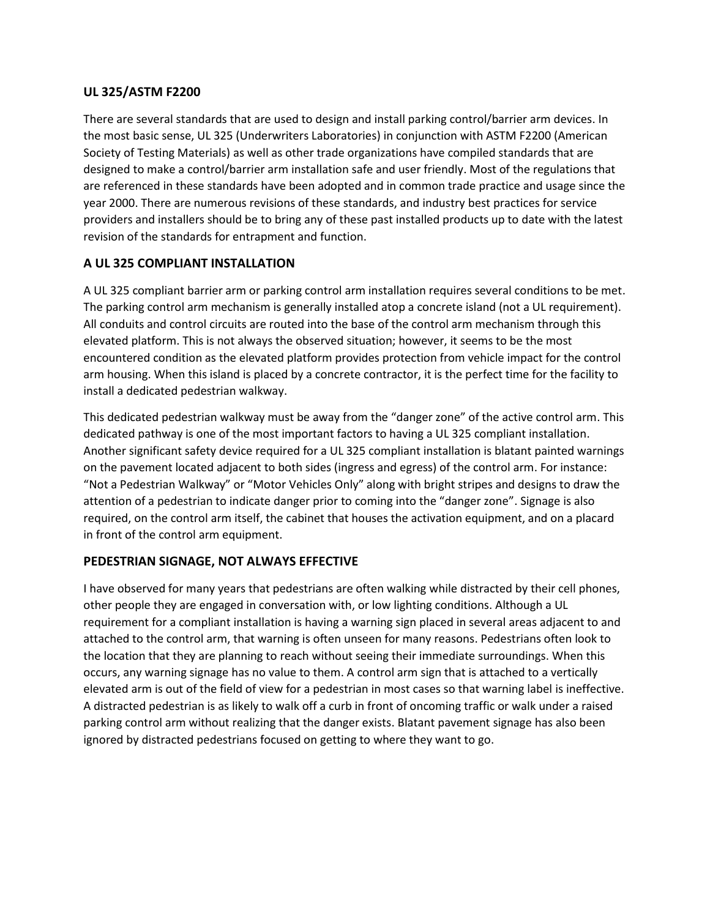## UL 325/ASTM F2200

There are several standards that are used to design and install parking control/barrier arm devices. In the most basic sense, UL 325 (Underwriters Laboratories) in conjunction with ASTM F2200 (American Society of Testing Materials) as well as other trade organizations have compiled standards that are designed to make a control/barrier arm installation safe and user friendly. Most of the regulations that are referenced in these standards have been adopted and in common trade practice and usage since the year 2000. There are numerous revisions of these standards, and industry best practices for service providers and installers should be to bring any of these past installed products up to date with the latest revision of the standards for entrapment and function.

## A UL 325 COMPLIANT INSTALLATION

A UL 325 compliant barrier arm or parking control arm installation requires several conditions to be met. The parking control arm mechanism is generally installed atop a concrete island (not a UL requirement). All conduits and control circuits are routed into the base of the control arm mechanism through this elevated platform. This is not always the observed situation; however, it seems to be the most encountered condition as the elevated platform provides protection from vehicle impact for the control arm housing. When this island is placed by a concrete contractor, it is the perfect time for the facility to install a dedicated pedestrian walkway.

This dedicated pedestrian walkway must be away from the "danger zone" of the active control arm. This dedicated pathway is one of the most important factors to having a UL 325 compliant installation. Another significant safety device required for a UL 325 compliant installation is blatant painted warnings on the pavement located adjacent to both sides (ingress and egress) of the control arm. For instance: "Not a Pedestrian Walkway" or "Motor Vehicles Only" along with bright stripes and designs to draw the attention of a pedestrian to indicate danger prior to coming into the "danger zone". Signage is also required, on the control arm itself, the cabinet that houses the activation equipment, and on a placard in front of the control arm equipment.

## PEDESTRIAN SIGNAGE, NOT ALWAYS EFFECTIVE

I have observed for many years that pedestrians are often walking while distracted by their cell phones, other people they are engaged in conversation with, or low lighting conditions. Although a UL requirement for a compliant installation is having a warning sign placed in several areas adjacent to and attached to the control arm, that warning is often unseen for many reasons. Pedestrians often look to the location that they are planning to reach without seeing their immediate surroundings. When this occurs, any warning signage has no value to them. A control arm sign that is attached to a vertically elevated arm is out of the field of view for a pedestrian in most cases so that warning label is ineffective. A distracted pedestrian is as likely to walk off a curb in front of oncoming traffic or walk under a raised parking control arm without realizing that the danger exists. Blatant pavement signage has also been ignored by distracted pedestrians focused on getting to where they want to go.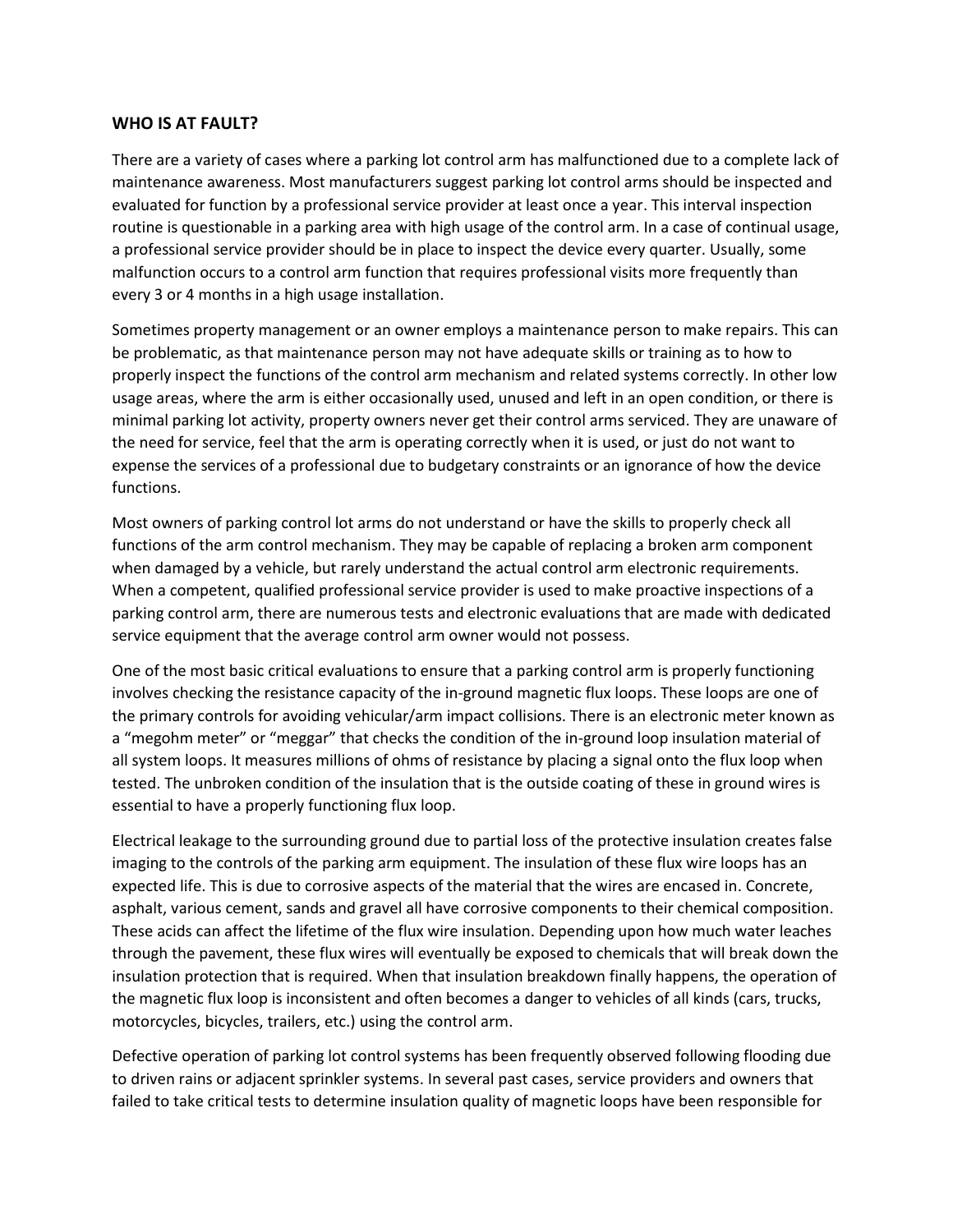### WHO IS AT FAULT?

There are a variety of cases where a parking lot control arm has malfunctioned due to a complete lack of maintenance awareness. Most manufacturers suggest parking lot control arms should be inspected and evaluated for function by a professional service provider at least once a year. This interval inspection routine is questionable in a parking area with high usage of the control arm. In a case of continual usage, a professional service provider should be in place to inspect the device every quarter. Usually, some malfunction occurs to a control arm function that requires professional visits more frequently than every 3 or 4 months in a high usage installation.

Sometimes property management or an owner employs a maintenance person to make repairs. This can be problematic, as that maintenance person may not have adequate skills or training as to how to properly inspect the functions of the control arm mechanism and related systems correctly. In other low usage areas, where the arm is either occasionally used, unused and left in an open condition, or there is minimal parking lot activity, property owners never get their control arms serviced. They are unaware of the need for service, feel that the arm is operating correctly when it is used, or just do not want to expense the services of a professional due to budgetary constraints or an ignorance of how the device functions.

Most owners of parking control lot arms do not understand or have the skills to properly check all functions of the arm control mechanism. They may be capable of replacing a broken arm component when damaged by a vehicle, but rarely understand the actual control arm electronic requirements. When a competent, qualified professional service provider is used to make proactive inspections of a parking control arm, there are numerous tests and electronic evaluations that are made with dedicated service equipment that the average control arm owner would not possess.

One of the most basic critical evaluations to ensure that a parking control arm is properly functioning involves checking the resistance capacity of the in-ground magnetic flux loops. These loops are one of the primary controls for avoiding vehicular/arm impact collisions. There is an electronic meter known as a "megohm meter" or "meggar" that checks the condition of the in-ground loop insulation material of all system loops. It measures millions of ohms of resistance by placing a signal onto the flux loop when tested. The unbroken condition of the insulation that is the outside coating of these in ground wires is essential to have a properly functioning flux loop.

Electrical leakage to the surrounding ground due to partial loss of the protective insulation creates false imaging to the controls of the parking arm equipment. The insulation of these flux wire loops has an expected life. This is due to corrosive aspects of the material that the wires are encased in. Concrete, asphalt, various cement, sands and gravel all have corrosive components to their chemical composition. These acids can affect the lifetime of the flux wire insulation. Depending upon how much water leaches through the pavement, these flux wires will eventually be exposed to chemicals that will break down the insulation protection that is required. When that insulation breakdown finally happens, the operation of the magnetic flux loop is inconsistent and often becomes a danger to vehicles of all kinds (cars, trucks, motorcycles, bicycles, trailers, etc.) using the control arm.

Defective operation of parking lot control systems has been frequently observed following flooding due to driven rains or adjacent sprinkler systems. In several past cases, service providers and owners that failed to take critical tests to determine insulation quality of magnetic loops have been responsible for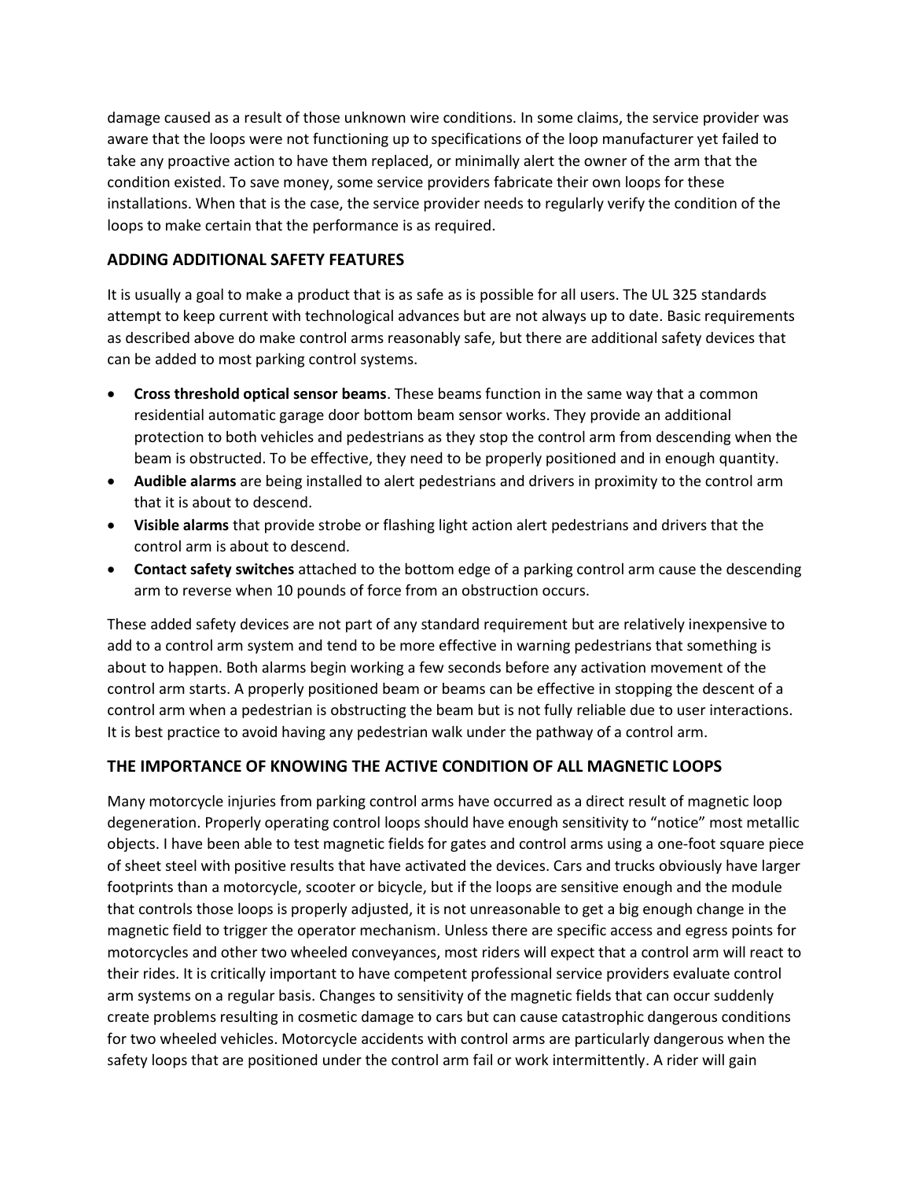damage caused as a result of those unknown wire conditions. In some claims, the service provider was aware that the loops were not functioning up to specifications of the loop manufacturer yet failed to take any proactive action to have them replaced, or minimally alert the owner of the arm that the condition existed. To save money, some service providers fabricate their own loops for these installations. When that is the case, the service provider needs to regularly verify the condition of the loops to make certain that the performance is as required.

### ADDING ADDITIONAL SAFETY FEATURES

It is usually a goal to make a product that is as safe as is possible for all users. The UL 325 standards attempt to keep current with technological advances but are not always up to date. Basic requirements as described above do make control arms reasonably safe, but there are additional safety devices that can be added to most parking control systems.

- **Cross threshold optical sensor beams**. These beams function in the same way that a common residential automatic garage door bottom beam sensor works. They provide an additional protection to both vehicles and pedestrians as they stop the control arm from descending when the beam is obstructed. To be effective, they need to be properly positioned and in enough quantity.
- **Audible alarms** are being installed to alert pedestrians and drivers in proximity to the control arm that it is about to descend.
- **Visible alarms** that provide strobe or flashing light action alert pedestrians and drivers that the control arm is about to descend.
- **Contact safety switches** attached to the bottom edge of a parking control arm cause the descending arm to reverse when 10 pounds of force from an obstruction occurs.

These added safety devices are not part of any standard requirement but are relatively inexpensive to add to a control arm system and tend to be more effective in warning pedestrians that something is about to happen. Both alarms begin working a few seconds before any activation movement of the control arm starts. A properly positioned beam or beams can be effective in stopping the descent of a control arm when a pedestrian is obstructing the beam but is not fully reliable due to user interactions. It is best practice to avoid having any pedestrian walk under the pathway of a control arm.

### THE IMPORTANCE OF KNOWING THE ACTIVE CONDITION OF ALL MAGNETIC LOOPS

Many motorcycle injuries from parking control arms have occurred as a direct result of magnetic loop degeneration. Properly operating control loops should have enough sensitivity to "notice" most metallic objects. I have been able to test magnetic fields for gates and control arms using a one-foot square piece of sheet steel with positive results that have activated the devices. Cars and trucks obviously have larger footprints than a motorcycle, scooter or bicycle, but if the loops are sensitive enough and the module that controls those loops is properly adjusted, it is not unreasonable to get a big enough change in the magnetic field to trigger the operator mechanism. Unless there are specific access and egress points for motorcycles and other two wheeled conveyances, most riders will expect that a control arm will react to their rides. It is critically important to have competent professional service providers evaluate control arm systems on a regular basis. Changes to sensitivity of the magnetic fields that can occur suddenly create problems resulting in cosmetic damage to cars but can cause catastrophic dangerous conditions for two wheeled vehicles. Motorcycle accidents with control arms are particularly dangerous when the safety loops that are positioned under the control arm fail or work intermittently. A rider will gain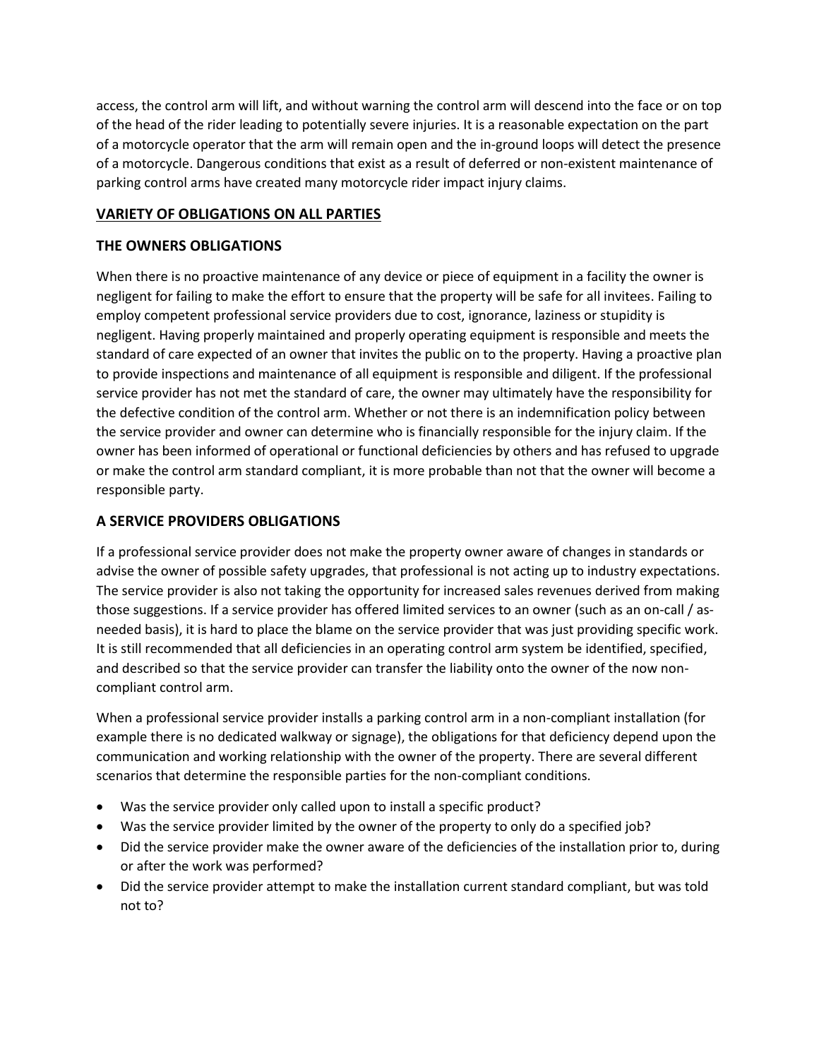access, the control arm will lift, and without warning the control arm will descend into the face or on top of the head of the rider leading to potentially severe injuries. It is a reasonable expectation on the part of a motorcycle operator that the arm will remain open and the in-ground loops will detect the presence of a motorcycle. Dangerous conditions that exist as a result of deferred or non-existent maintenance of parking control arms have created many motorcycle rider impact injury claims.

## VARIETY OF OBLIGATIONS ON ALL PARTIES

### THE OWNERS OBLIGATIONS

When there is no proactive maintenance of any device or piece of equipment in a facility the owner is negligent for failing to make the effort to ensure that the property will be safe for all invitees. Failing to employ competent professional service providers due to cost, ignorance, laziness or stupidity is negligent. Having properly maintained and properly operating equipment is responsible and meets the standard of care expected of an owner that invites the public on to the property. Having a proactive plan to provide inspections and maintenance of all equipment is responsible and diligent. If the professional service provider has not met the standard of care, the owner may ultimately have the responsibility for the defective condition of the control arm. Whether or not there is an indemnification policy between the service provider and owner can determine who is financially responsible for the injury claim. If the owner has been informed of operational or functional deficiencies by others and has refused to upgrade or make the control arm standard compliant, it is more probable than not that the owner will become a responsible party.

### A SERVICE PROVIDERS OBLIGATIONS

If a professional service provider does not make the property owner aware of changes in standards or advise the owner of possible safety upgrades, that professional is not acting up to industry expectations. The service provider is also not taking the opportunity for increased sales revenues derived from making those suggestions. If a service provider has offered limited services to an owner (such as an on-call / as-needed basis), it is hard to place the blame on the service provider that was just providing specific work. It is still recommended that all deficiencies in an operating control arm system be identified, specified, and described so that the service provider can transfer the liability onto the owner of the now non-compliant control arm.

When a professional service provider installs a parking control arm in a non-compliant installation (for example there is no dedicated walkway or signage), the obligations for that deficiency depend upon the communication and working relationship with the owner of the property. There are several different scenarios that determine the responsible parties for the non-compliant conditions.

- Was the service provider only called upon to install a specific product?
- Was the service provider limited by the owner of the property to only do a specified job?
- Did the service provider make the owner aware of the deficiencies of the installation prior to, during or after the work was performed?
- Did the service provider attempt to make the installation current standard compliant, but was told not to?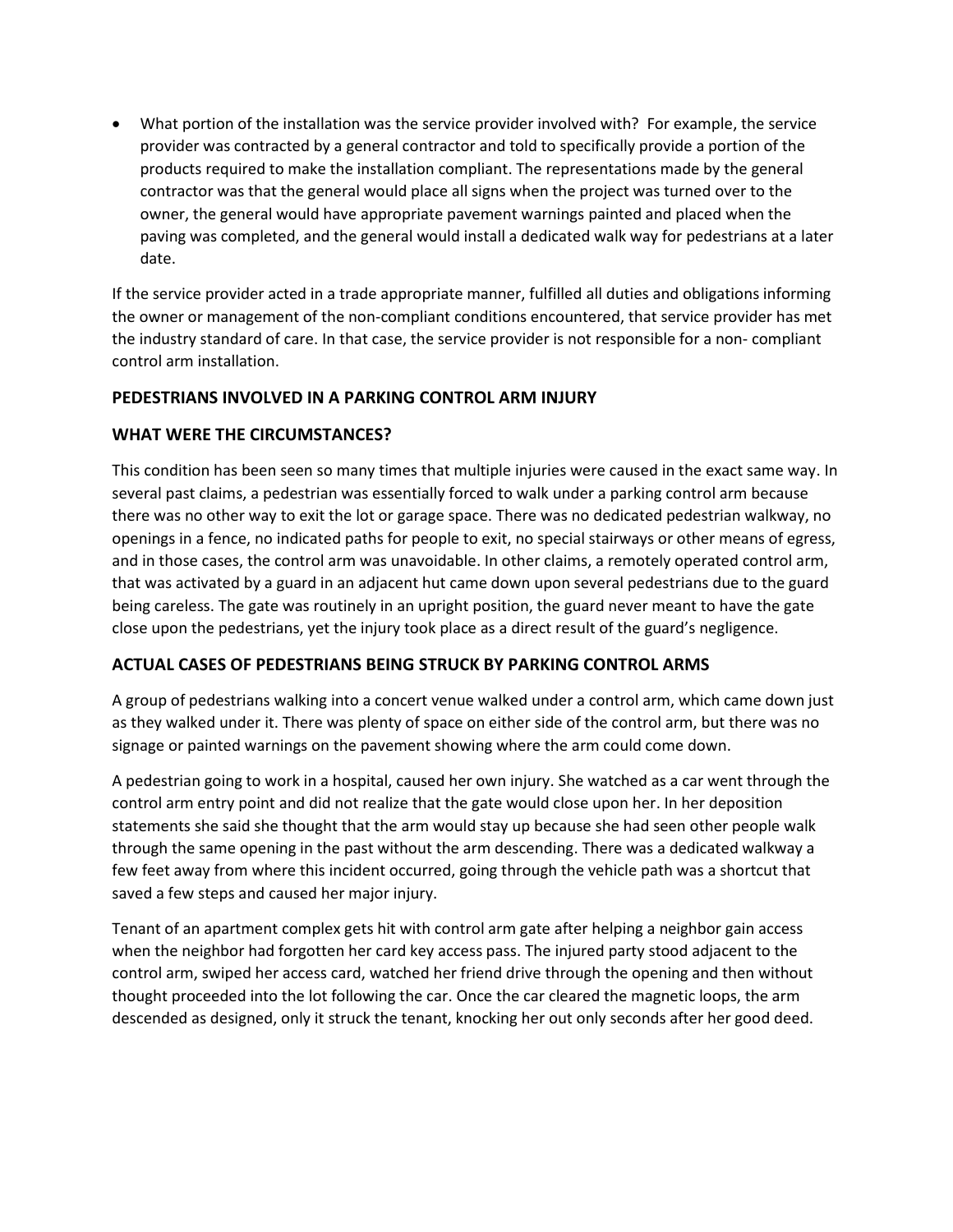- What portion of the installation was the service provider involved with? For example, the service provider was contracted by a general contractor and told to specifically provide a portion of the products required to make the installation compliant. The representations made by the general contractor was that the general would place all signs when the project was turned over to the owner, the general would have appropriate pavement warnings painted and placed when the paving was completed, and the general would install a dedicated walk way for pedestrians at a later date.

If the service provider acted in a trade appropriate manner, fulfilled all duties and obligations informing the owner or management of the non-compliant conditions encountered, that service provider has met the industry standard of care. In that case, the service provider is not responsible for a non- compliant control arm installation.

## PEDESTRIANS INVOLVED IN A PARKING CONTROL ARM INJURY

## WHAT WERE THE CIRCUMSTANCES?

This condition has been seen so many times that multiple injuries were caused in the exact same way. In several past claims, a pedestrian was essentially forced to walk under a parking control arm because there was no other way to exit the lot or garage space. There was no dedicated pedestrian walkway, no openings in a fence, no indicated paths for people to exit, no special stairways or other means of egress, and in those cases, the control arm was unavoidable. In other claims, a remotely operated control arm, that was activated by a guard in an adjacent hut came down upon several pedestrians due to the guard being careless. The gate was routinely in an upright position, the guard never meant to have the gate close upon the pedestrians, yet the injury took place as a direct result of the guard's negligence.

## ACTUAL CASES OF PEDESTRIANS BEING STRUCK BY PARKING CONTROL ARMS

A group of pedestrians walking into a concert venue walked under a control arm, which came down just as they walked under it. There was plenty of space on either side of the control arm, but there was no signage or painted warnings on the pavement showing where the arm could come down.

A pedestrian going to work in a hospital, caused her own injury. She watched as a car went through the control arm entry point and did not realize that the gate would close upon her. In her deposition statements she said she thought that the arm would stay up because she had seen other people walk through the same opening in the past without the arm descending. There was a dedicated walkway a few feet away from where this incident occurred, going through the vehicle path was a shortcut that saved a few steps and caused her major injury.

Tenant of an apartment complex gets hit with control arm gate after helping a neighbor gain access when the neighbor had forgotten her card key access pass. The injured party stood adjacent to the control arm, swiped her access card, watched her friend drive through the opening and then without thought proceeded into the lot following the car. Once the car cleared the magnetic loops, the arm descended as designed, only it struck the tenant, knocking her out only seconds after her good deed.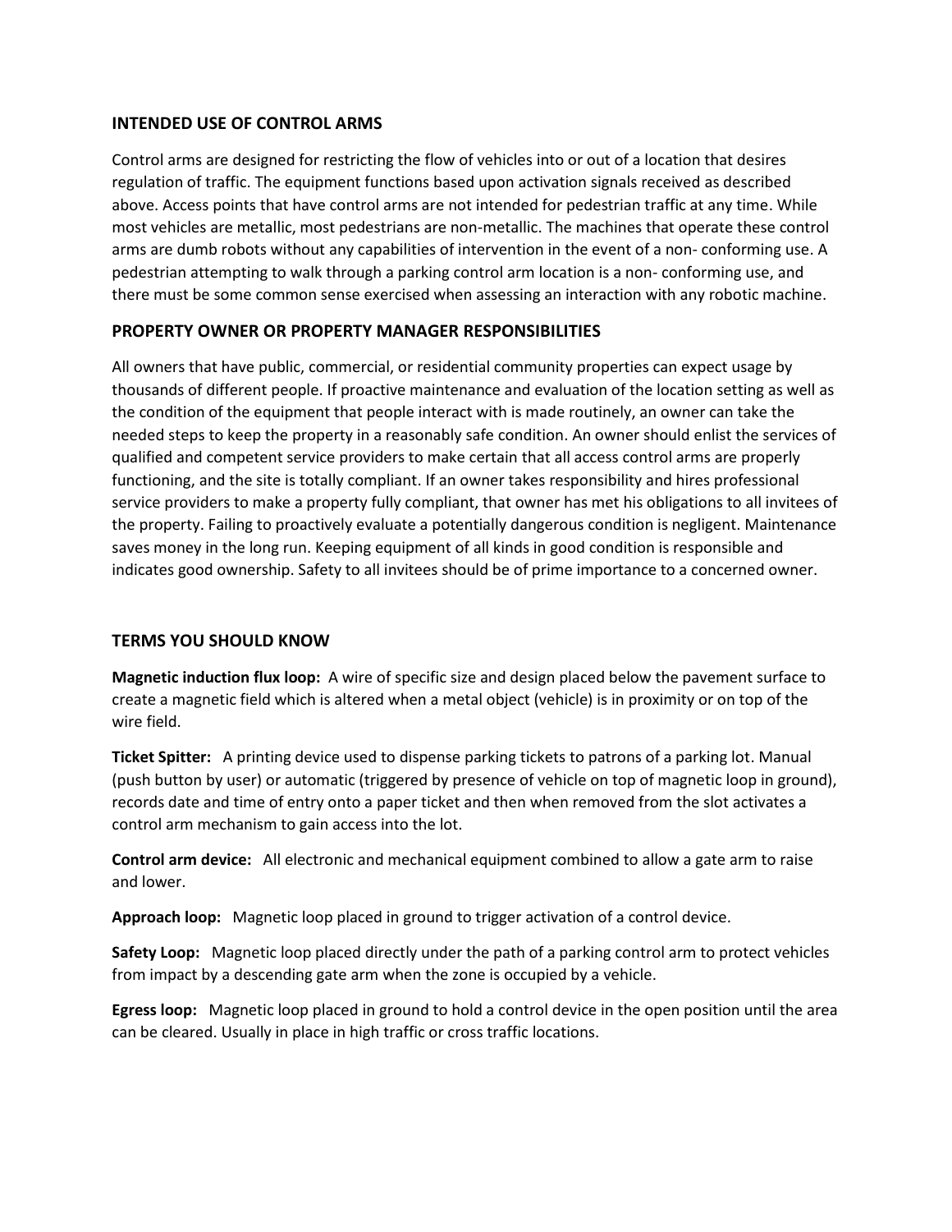## INTENDED USE OF CONTROL ARMS

Control arms are designed for restricting the flow of vehicles into or out of a location that desires regulation of traffic. The equipment functions based upon activation signals received as described above. Access points that have control arms are not intended for pedestrian traffic at any time. While most vehicles are metallic, most pedestrians are non-metallic. The machines that operate these control arms are dumb robots without any capabilities of intervention in the event of a non- conforming use. A pedestrian attempting to walk through a parking control arm location is a non- conforming use, and there must be some common sense exercised when assessing an interaction with any robotic machine.

## PROPERTY OWNER OR PROPERTY MANAGER RESPONSIBILITIES

All owners that have public, commercial, or residential community properties can expect usage by thousands of different people. If proactive maintenance and evaluation of the location setting as well as the condition of the equipment that people interact with is made routinely, an owner can take the needed steps to keep the property in a reasonably safe condition. An owner should enlist the services of qualified and competent service providers to make certain that all access control arms are properly functioning, and the site is totally compliant. If an owner takes responsibility and hires professional service providers to make a property fully compliant, that owner has met his obligations to all invitees of the property. Failing to proactively evaluate a potentially dangerous condition is negligent. Maintenance saves money in the long run. Keeping equipment of all kinds in good condition is responsible and indicates good ownership. Safety to all invitees should be of prime importance to a concerned owner.

## TERMS YOU SHOULD KNOW

**Magnetic induction flux loop:** A wire of specific size and design placed below the pavement surface to create a magnetic field which is altered when a metal object (vehicle) is in proximity or on top of the wire field.

**Ticket Spitter:** A printing device used to dispense parking tickets to patrons of a parking lot. Manual (push button by user) or automatic (triggered by presence of vehicle on top of magnetic loop in ground), records date and time of entry onto a paper ticket and then when removed from the slot activates a control arm mechanism to gain access into the lot.

**Control arm device:** All electronic and mechanical equipment combined to allow a gate arm to raise and lower.

**Approach loop:** Magnetic loop placed in ground to trigger activation of a control device.

**Safety Loop:** Magnetic loop placed directly under the path of a parking control arm to protect vehicles from impact by a descending gate arm when the zone is occupied by a vehicle.

**Egress loop:** Magnetic loop placed in ground to hold a control device in the open position until the area can be cleared. Usually in place in high traffic or cross traffic locations.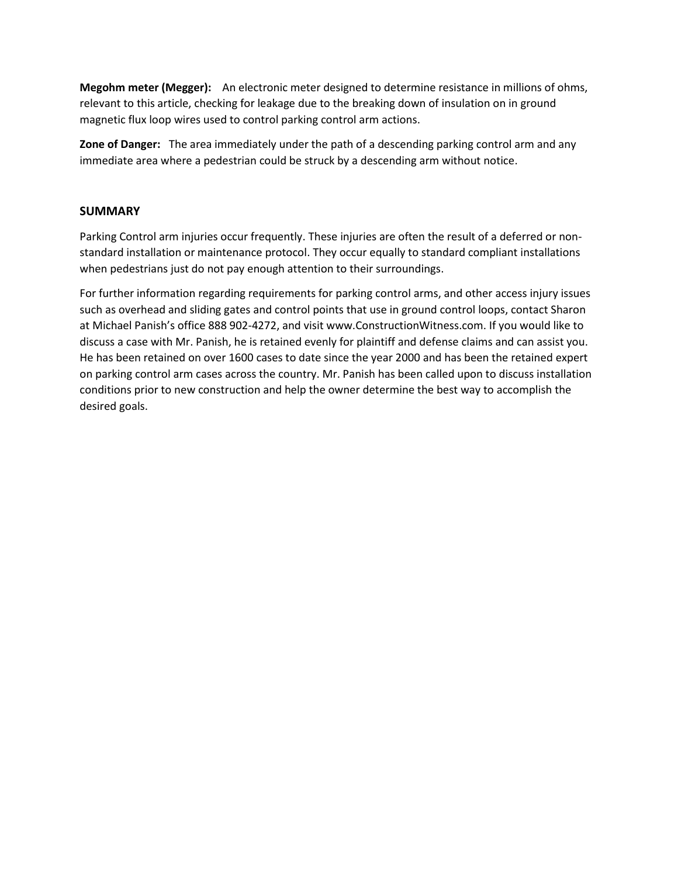**Megohm meter (Megger):** An electronic meter designed to determine resistance in millions of ohms, relevant to this article, checking for leakage due to the breaking down of insulation on in ground magnetic flux loop wires used to control parking control arm actions.

**Zone of Danger:** The area immediately under the path of a descending parking control arm and any immediate area where a pedestrian could be struck by a descending arm without notice.

## SUMMARY

Parking Control arm injuries occur frequently. These injuries are often the result of a deferred or non-standard installation or maintenance protocol. They occur equally to standard compliant installations when pedestrians just do not pay enough attention to their surroundings.

For further information regarding requirements for parking control arms, and other access injury issues such as overhead and sliding gates and control points that use in ground control loops, contact Sharon at Michael Panish's office 888 902-4272, and visit www.ConstructionWitness.com. If you would like to discuss a case with Mr. Panish, he is retained evenly for plaintiff and defense claims and can assist you. He has been retained on over 1600 cases to date since the year 2000 and has been the retained expert on parking control arm cases across the country. Mr. Panish has been called upon to discuss installation conditions prior to new construction and help the owner determine the best way to accomplish the desired goals.